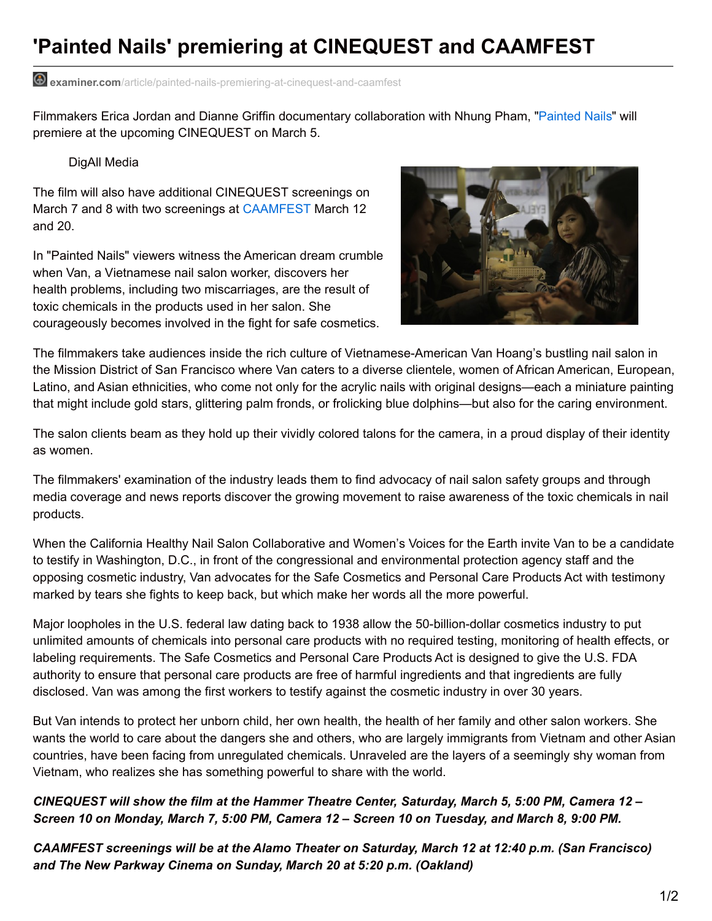# 'Painted Nails' premiering at CINEQUEST and CAAMFEST

examiner.com/article/painted-nails-premiering-at-cinequest-and-caamfest

Filmmakers Erica Jordan and Dianne Griffin documentary collaboration with Nhung Pham, "Painted Nails" will premiere at the upcoming CINEQUEST on March 5.

DigAll Media

The film will also have additional CINEQUEST screenings on March 7 and 8 with two screenings at CAAMFEST March 12 and 20.

In "Painted Nails" viewers witness the American dream crumble when Van, a Vietnamese nail salon worker, discovers her health problems, including two miscarriages, are the result of toxic chemicals in the products used in her salon. She courageously becomes involved in the fight for safe cosmetics.

The filmmakers take audiences inside the rich culture of Vietnamese-American Van Hoang's bustling nail salon in the Mission District of San Francisco where Van caters to a diverse clientele, women of African American, European, Latino, and Asian ethnicities, who come not only for the acrylic nails with original designs—each a miniature painting that might include gold stars, glittering palm fronds, or frolicking blue dolphins—but also for the caring environment.

The salon clients beam as they hold up their vividly colored talons for the camera, in a proud display of their identity as women.

The filmmakers' examination of the industry leads them to find advocacy of nail salon safety groups and through media coverage and news reports discover the growing movement to raise awareness of the toxic chemicals in nail products.

When the California Healthy Nail Salon Collaborative and Women's Voices for the Earth invite Van to be a candidate to testify in Washington, D.C., in front of the congressional and environmental protection agency staff and the opposing cosmetic industry, Van advocates for the Safe Cosmetics and Personal Care Products Act with testimony marked by tears she fights to keep back, but which make her words all the more powerful.

Major loopholes in the U.S. federal law dating back to 1938 allow the 50-billion-dollar cosmetics industry to put unlimited amounts of chemicals into personal care products with no required testing, monitoring of health effects, or labeling requirements. The Safe Cosmetics and Personal Care Products Act is designed to give the U.S. FDA authority to ensure that personal care products are free of harmful ingredients and that ingredients are fully disclosed. Van was among the first workers to testify against the cosmetic industry in over 30 years.

But Van intends to protect her unborn child, her own health, the health of her family and other salon workers. She wants the world to care about the dangers she and others, who are largely immigrants from Vietnam and other Asian countries, have been facing from unregulated chemicals. Unraveled are the layers of a seemingly shy woman from Vietnam, who realizes she has something powerful to share with the world.

***CINEQUEST will show the film at the Hammer Theatre Center, Saturday, March 5, 5:00 PM, Camera 12 – Screen 10 on Monday, March 7, 5:00 PM, Camera 12 – Screen 10 on Tuesday, and March 8, 9:00 PM.***

***CAAMFEST screenings will be at the Alamo Theater on Saturday, March 12 at 12:40 p.m. (San Francisco) and The New Parkway Cinema on Sunday, March 20 at 5:20 p.m. (Oakland)***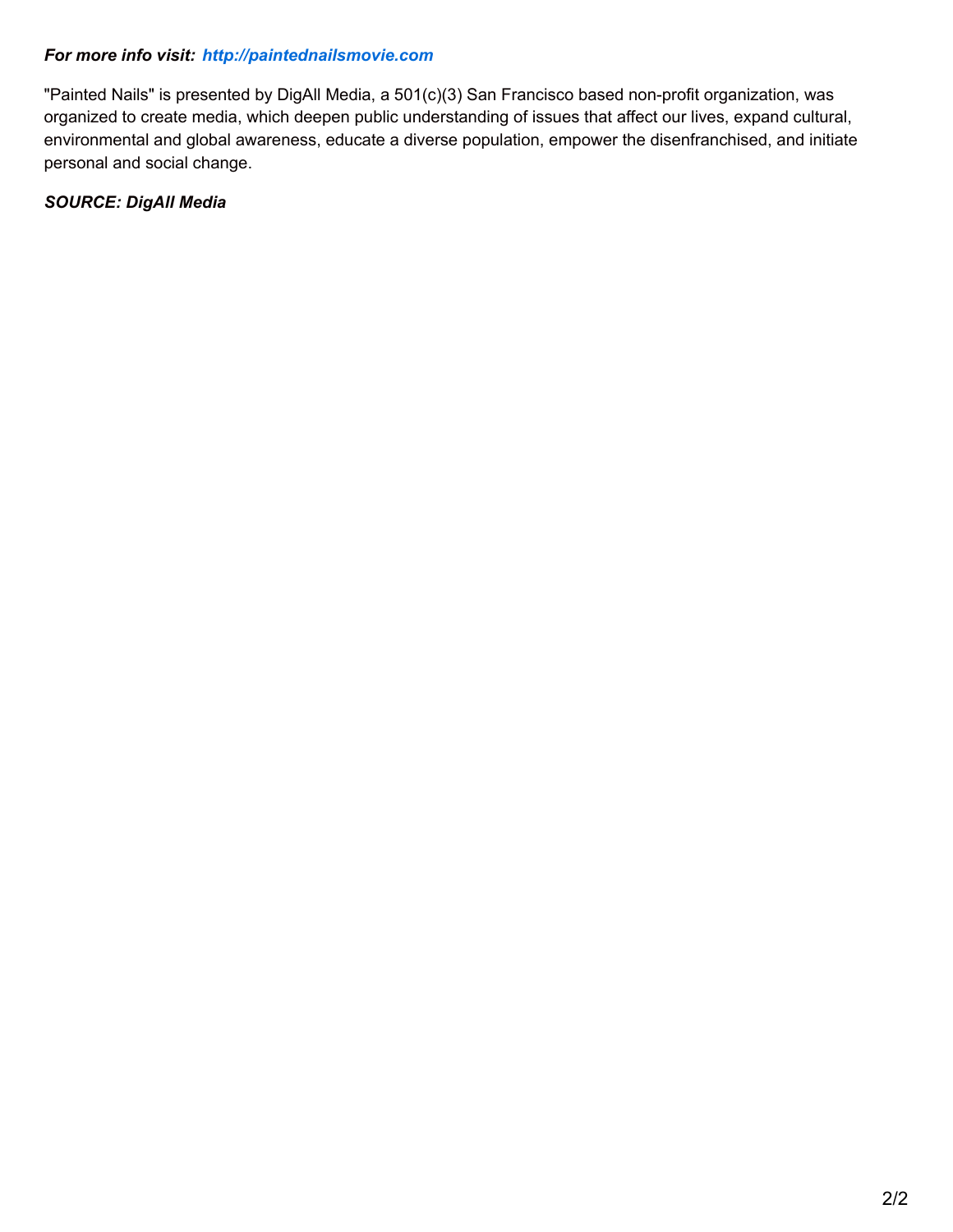***For more info visit: [http://paintednailsmovie.com](http://paintednailsmovie.com)***

"Painted Nails" is presented by DigAll Media, a 501(c)(3) San Francisco based non-profit organization, was organized to create media, which deepen public understanding of issues that affect our lives, expand cultural, environmental and global awareness, educate a diverse population, empower the disenfranchised, and initiate personal and social change.

***SOURCE: DigAll Media***